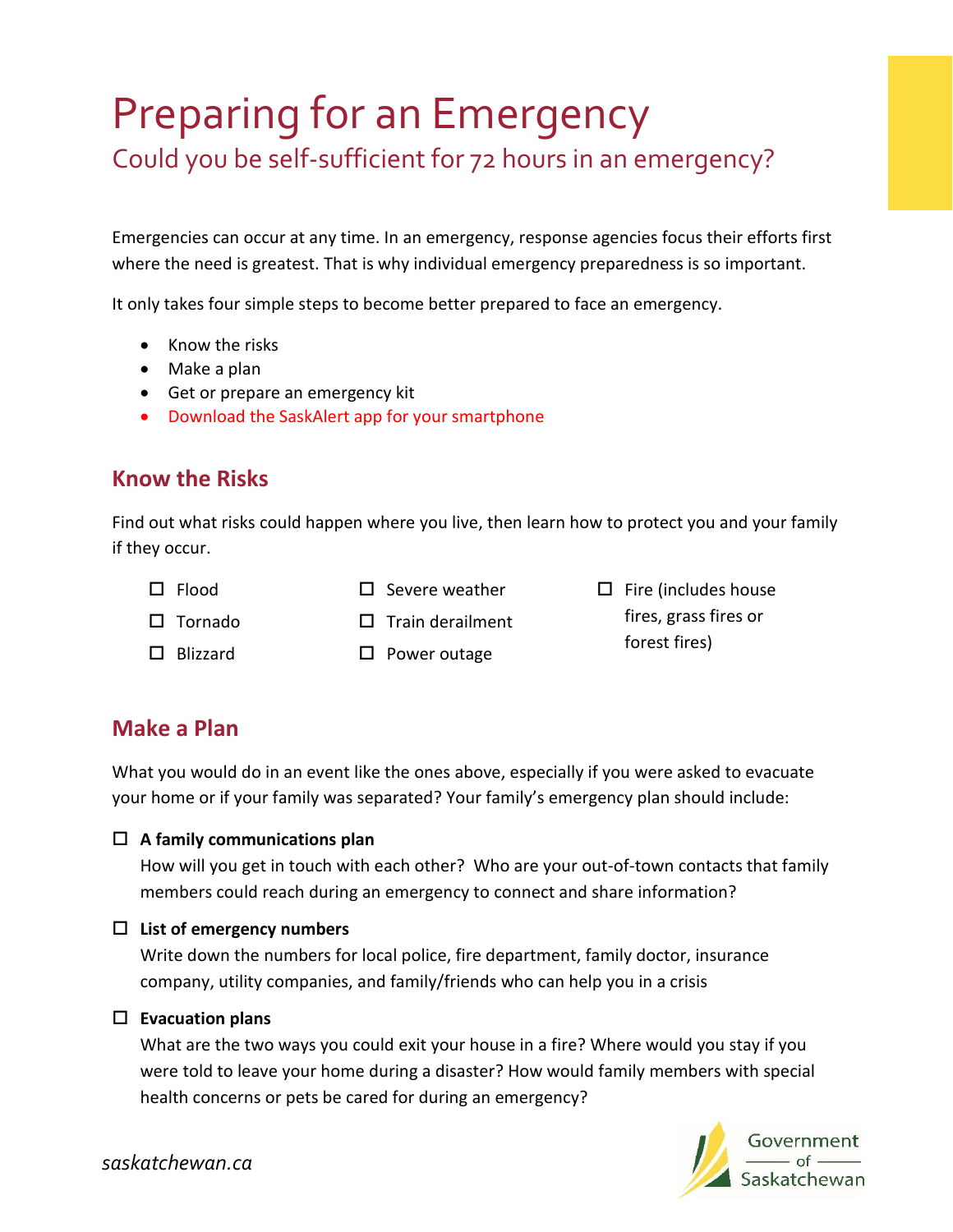# Preparing for an Emergency

## Could you be self-sufficient for 72 hours in an emergency?

Emergencies can occur at any time. In an emergency, response agencies focus their efforts first where the need is greatest. That is why individual emergency preparedness is so important.

It only takes four simple steps to become better prepared to face an emergency.

- Know the risks
- Make a plan
- Get or prepare an emergency kit
- Download the SaskAlert app for your smartphone

### Know the Risks

Find out what risks could happen where you live, then learn how to protect you and your family if they occur.

- ☐ Flood
- ☐ Tornado
- ☐ Blizzard
- ☐ Severe weather
- ☐ Train derailment
- ☐ Power outage
- ☐ Fire (includes house fires, grass fires or forest fires)

### Make a Plan

What you would do in an event like the ones above, especially if you were asked to evacuate your home or if your family was separated? Your family's emergency plan should include:

☐ **A family communications plan**
How will you get in touch with each other? Who are your out-of-town contacts that family members could reach during an emergency to connect and share information?

☐ **List of emergency numbers**
Write down the numbers for local police, fire department, family doctor, insurance company, utility companies, and family/friends who can help you in a crisis

☐ **Evacuation plans**
What are the two ways you could exit your house in a fire? Where would you stay if you were told to leave your home during a disaster? How would family members with special health concerns or pets be cared for during an emergency?

*saskatchewan.ca*

Government of Saskatchewan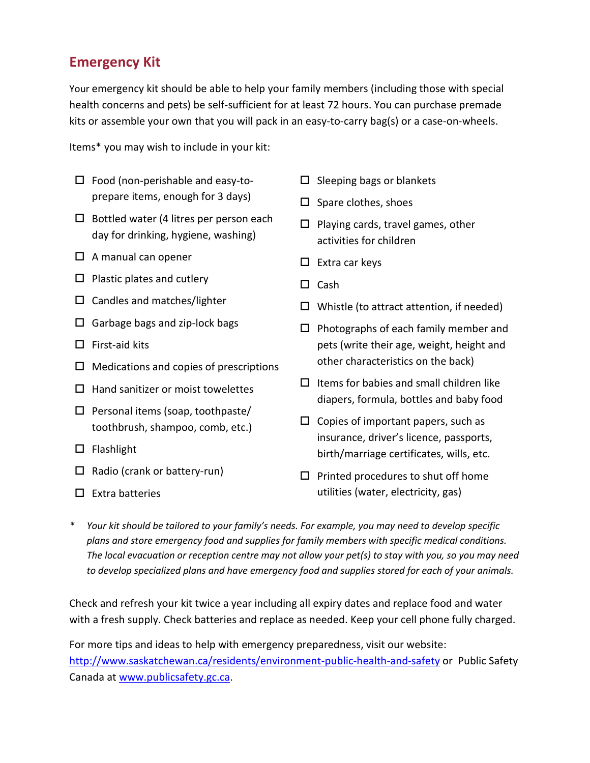## Emergency Kit

Your emergency kit should be able to help your family members (including those with special health concerns and pets) be self-sufficient for at least 72 hours. You can purchase premade kits or assemble your own that you will pack in an easy-to-carry bag(s) or a case-on-wheels.

Items* you may wish to include in your kit:

- ☐ Food (non-perishable and easy-to-prepare items, enough for 3 days)
- ☐ Bottled water (4 litres per person each day for drinking, hygiene, washing)
- ☐ A manual can opener
- ☐ Plastic plates and cutlery
- ☐ Candles and matches/lighter
- ☐ Garbage bags and zip-lock bags
- ☐ First-aid kits
- ☐ Medications and copies of prescriptions
- ☐ Hand sanitizer or moist towelettes
- ☐ Personal items (soap, toothpaste/toothbrush, shampoo, comb, etc.)
- ☐ Flashlight
- ☐ Radio (crank or battery-run)
- ☐ Extra batteries
- ☐ Sleeping bags or blankets
- ☐ Spare clothes, shoes
- ☐ Playing cards, travel games, other activities for children
- ☐ Extra car keys
- ☐ Cash
- ☐ Whistle (to attract attention, if needed)
- ☐ Photographs of each family member and pets (write their age, weight, height and other characteristics on the back)
- ☐ Items for babies and small children like diapers, formula, bottles and baby food
- ☐ Copies of important papers, such as insurance, driver's licence, passports, birth/marriage certificates, wills, etc.
- ☐ Printed procedures to shut off home utilities (water, electricity, gas)

\* *Your kit should be tailored to your family's needs. For example, you may need to develop specific plans and store emergency food and supplies for family members with specific medical conditions. The local evacuation or reception centre may not allow your pet(s) to stay with you, so you may need to develop specialized plans and have emergency food and supplies stored for each of your animals.*

Check and refresh your kit twice a year including all expiry dates and replace food and water with a fresh supply. Check batteries and replace as needed. Keep your cell phone fully charged.

For more tips and ideas to help with emergency preparedness, visit our website: [http://www.saskatchewan.ca/residents/environment-public-health-and-safety](http://www.saskatchewan.ca/residents/environment-public-health-and-safety) or Public Safety Canada at [www.publicsafety.gc.ca](http://www.publicsafety.gc.ca).